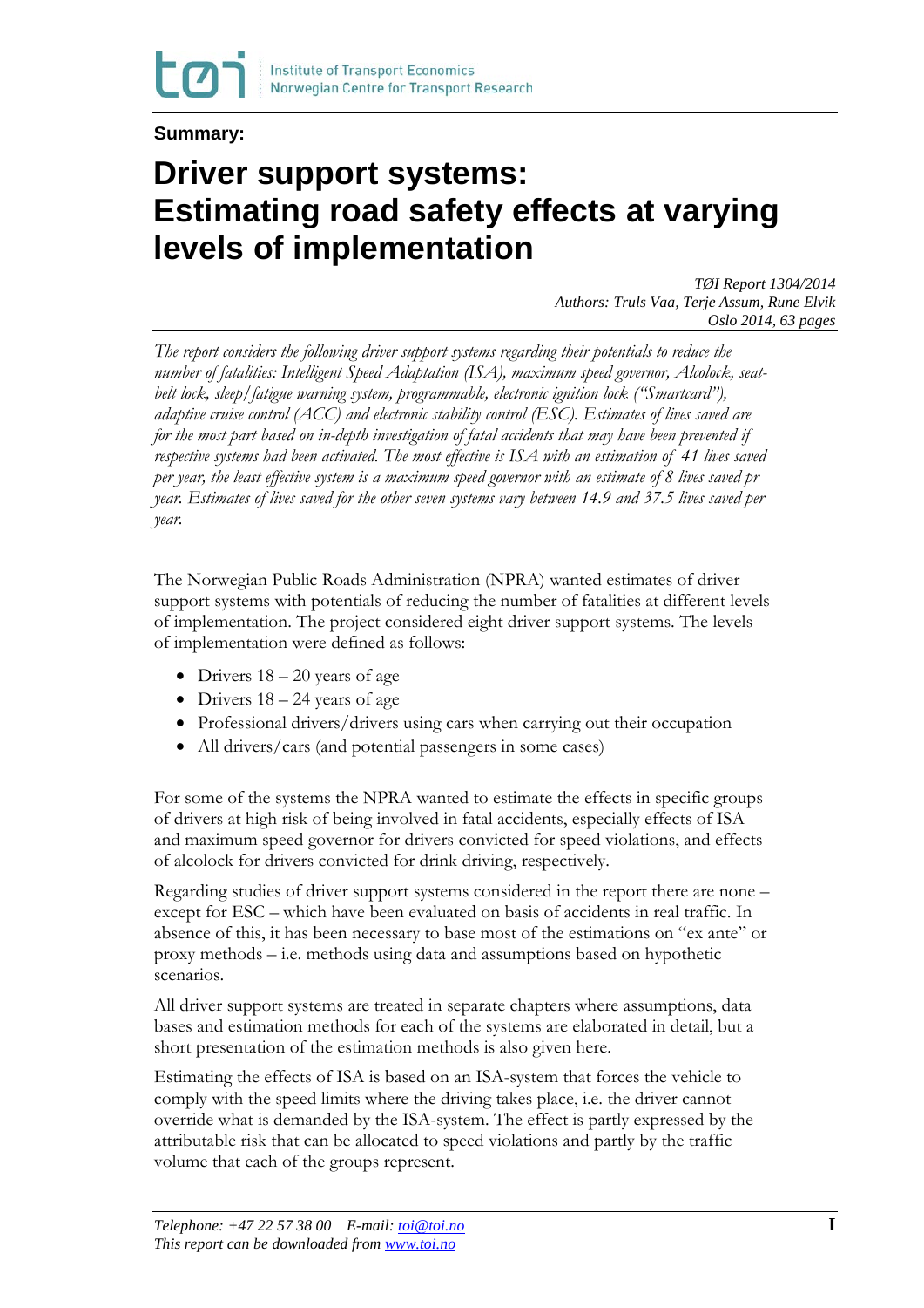Summary:

# Driver support systems: Estimating road safety effects at varying levels of implementation

*TØI Report 1304/2014*
*Authors: Truls Vaa, Terje Assum, Rune Elvik*
*Oslo 2014, 63 pages*

*The report considers the following driver support systems regarding their potentials to reduce the number of fatalities: Intelligent Speed Adaptation (ISA), maximum speed governor, Alcolock, seat-belt lock, sleep/fatigue warning system, programmable, electronic ignition lock ("Smartcard"), adaptive cruise control (ACC) and electronic stability control (ESC). Estimates of lives saved are for the most part based on in-depth investigation of fatal accidents that may have been prevented if respective systems had been activated. The most effective is ISA with an estimation of 41 lives saved per year, the least effective system is a maximum speed governor with an estimate of 8 lives saved pr year. Estimates of lives saved for the other seven systems vary between 14.9 and 37.5 lives saved per year.*

The Norwegian Public Roads Administration (NPRA) wanted estimates of driver support systems with potentials of reducing the number of fatalities at different levels of implementation. The project considered eight driver support systems. The levels of implementation were defined as follows:

- Drivers 18 – 20 years of age
- Drivers 18 – 24 years of age
- Professional drivers/drivers using cars when carrying out their occupation
- All drivers/cars (and potential passengers in some cases)

For some of the systems the NPRA wanted to estimate the effects in specific groups of drivers at high risk of being involved in fatal accidents, especially effects of ISA and maximum speed governor for drivers convicted for speed violations, and effects of alcolock for drivers convicted for drink driving, respectively.

Regarding studies of driver support systems considered in the report there are none – except for ESC – which have been evaluated on basis of accidents in real traffic. In absence of this, it has been necessary to base most of the estimations on "ex ante" or proxy methods – i.e. methods using data and assumptions based on hypothetic scenarios.

All driver support systems are treated in separate chapters where assumptions, data bases and estimation methods for each of the systems are elaborated in detail, but a short presentation of the estimation methods is also given here.

Estimating the effects of ISA is based on an ISA-system that forces the vehicle to comply with the speed limits where the driving takes place, i.e. the driver cannot override what is demanded by the ISA-system. The effect is partly expressed by the attributable risk that can be allocated to speed violations and partly by the traffic volume that each of the groups represent.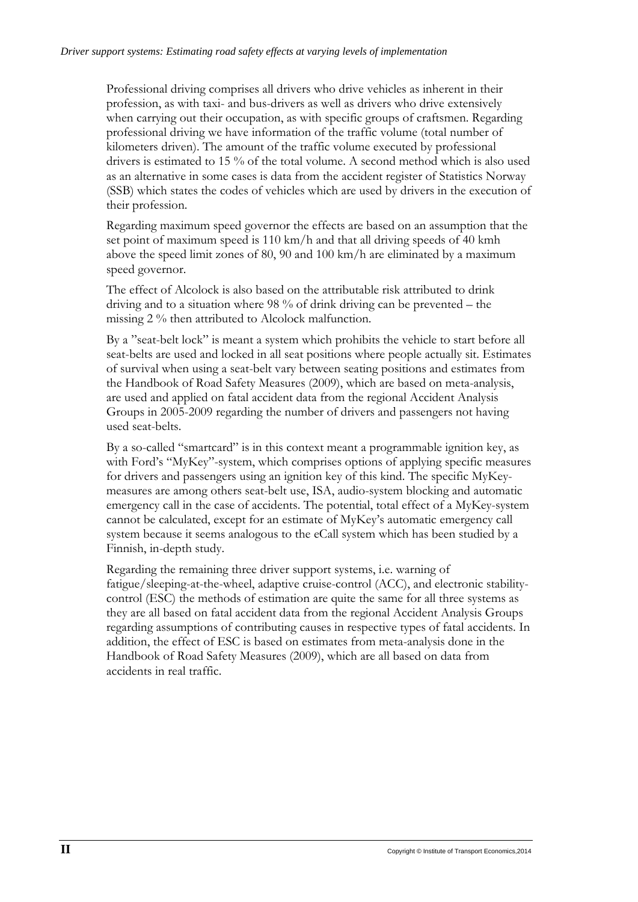Professional driving comprises all drivers who drive vehicles as inherent in their profession, as with taxi- and bus-drivers as well as drivers who drive extensively when carrying out their occupation, as with specific groups of craftsmen. Regarding professional driving we have information of the traffic volume (total number of kilometers driven). The amount of the traffic volume executed by professional drivers is estimated to 15 % of the total volume. A second method which is also used as an alternative in some cases is data from the accident register of Statistics Norway (SSB) which states the codes of vehicles which are used by drivers in the execution of their profession.

Regarding maximum speed governor the effects are based on an assumption that the set point of maximum speed is 110 km/h and that all driving speeds of 40 kmh above the speed limit zones of 80, 90 and 100 km/h are eliminated by a maximum speed governor.

The effect of Alcolock is also based on the attributable risk attributed to drink driving and to a situation where 98 % of drink driving can be prevented – the missing 2 % then attributed to Alcolock malfunction.

By a "seat-belt lock" is meant a system which prohibits the vehicle to start before all seat-belts are used and locked in all seat positions where people actually sit. Estimates of survival when using a seat-belt vary between seating positions and estimates from the Handbook of Road Safety Measures (2009), which are based on meta-analysis, are used and applied on fatal accident data from the regional Accident Analysis Groups in 2005-2009 regarding the number of drivers and passengers not having used seat-belts.

By a so-called "smartcard" is in this context meant a programmable ignition key, as with Ford's "MyKey"-system, which comprises options of applying specific measures for drivers and passengers using an ignition key of this kind. The specific MyKey-measures are among others seat-belt use, ISA, audio-system blocking and automatic emergency call in the case of accidents. The potential, total effect of a MyKey-system cannot be calculated, except for an estimate of MyKey's automatic emergency call system because it seems analogous to the eCall system which has been studied by a Finnish, in-depth study.

Regarding the remaining three driver support systems, i.e. warning of fatigue/sleeping-at-the-wheel, adaptive cruise-control (ACC), and electronic stability-control (ESC) the methods of estimation are quite the same for all three systems as they are all based on fatal accident data from the regional Accident Analysis Groups regarding assumptions of contributing causes in respective types of fatal accidents. In addition, the effect of ESC is based on estimates from meta-analysis done in the Handbook of Road Safety Measures (2009), which are all based on data from accidents in real traffic.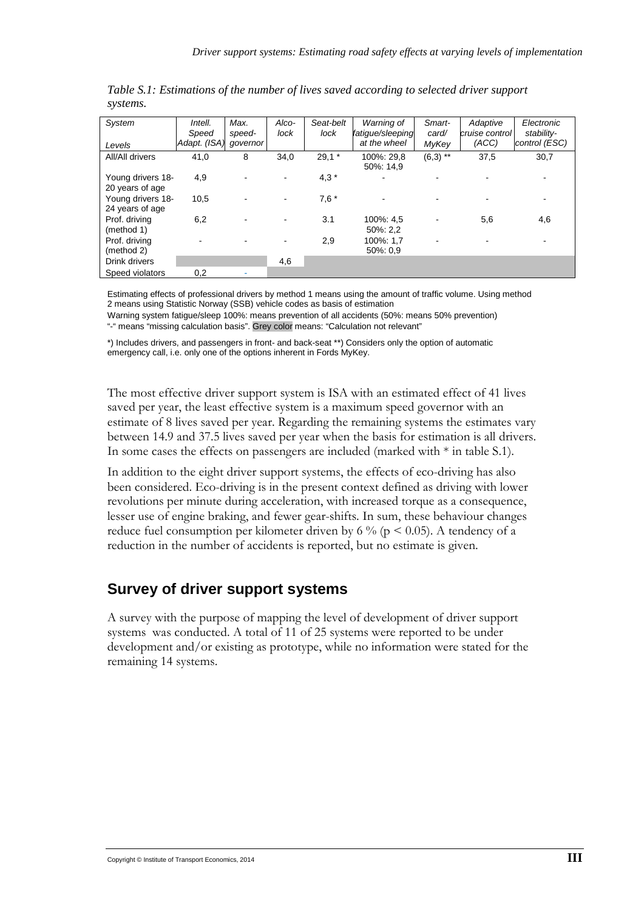*Table S.1: Estimations of the number of lives saved according to selected driver support systems.*

| System / Levels | Intell. Speed Adapt. (ISA) | Max. speed-governor | Alco-lock | Seat-belt lock | Warning of fatigue/sleeping at the wheel | Smart-card/ MyKey | Adaptive cruise control (ACC) | Electronic stability-control (ESC) |
|---|---|---|---|---|---|---|---|---|
| All/All drivers | 41,0 | 8 | 34,0 | 29,1 * | 100%: 29,8<br>50%: 14,9 | (6,3) ** | 37,5 | 30,7 |
| Young drivers 18-20 years of age | 4,9 | - | - | 4,3 * | - | - | - | - |
| Young drivers 18-24 years of age | 10,5 | - | - | 7,6 * | - | - | - | - |
| Prof. driving (method 1) | 6,2 | - | - | 3.1 | 100%: 4,5<br>50%: 2,2 | - | 5,6 | 4,6 |
| Prof. driving (method 2) | - | - | - | 2,9 | 100%: 1,7<br>50%: 0,9 | - | - | - |
| Drink drivers | | | 4,6 | | | | | |
| Speed violators | 0,2 | - | | | | | | |

Estimating effects of professional drivers by method 1 means using the amount of traffic volume. Using method 2 means using Statistic Norway (SSB) vehicle codes as basis of estimation

Warning system fatigue/sleep 100%: means prevention of all accidents (50%: means 50% prevention)

"-" means "missing calculation basis". Grey color means: "Calculation not relevant"

*) Includes drivers, and passengers in front- and back-seat **) Considers only the option of automatic emergency call, i.e. only one of the options inherent in Fords MyKey.

The most effective driver support system is ISA with an estimated effect of 41 lives saved per year, the least effective system is a maximum speed governor with an estimate of 8 lives saved per year. Regarding the remaining systems the estimates vary between 14.9 and 37.5 lives saved per year when the basis for estimation is all drivers. In some cases the effects on passengers are included (marked with * in table S.1).

In addition to the eight driver support systems, the effects of eco-driving has also been considered. Eco-driving is in the present context defined as driving with lower revolutions per minute during acceleration, with increased torque as a consequence, lesser use of engine braking, and fewer gear-shifts. In sum, these behaviour changes reduce fuel consumption per kilometer driven by 6 % ($p < 0.05$). A tendency of a reduction in the number of accidents is reported, but no estimate is given.

## Survey of driver support systems

A survey with the purpose of mapping the level of development of driver support systems was conducted. A total of 11 of 25 systems were reported to be under development and/or existing as prototype, while no information were stated for the remaining 14 systems.